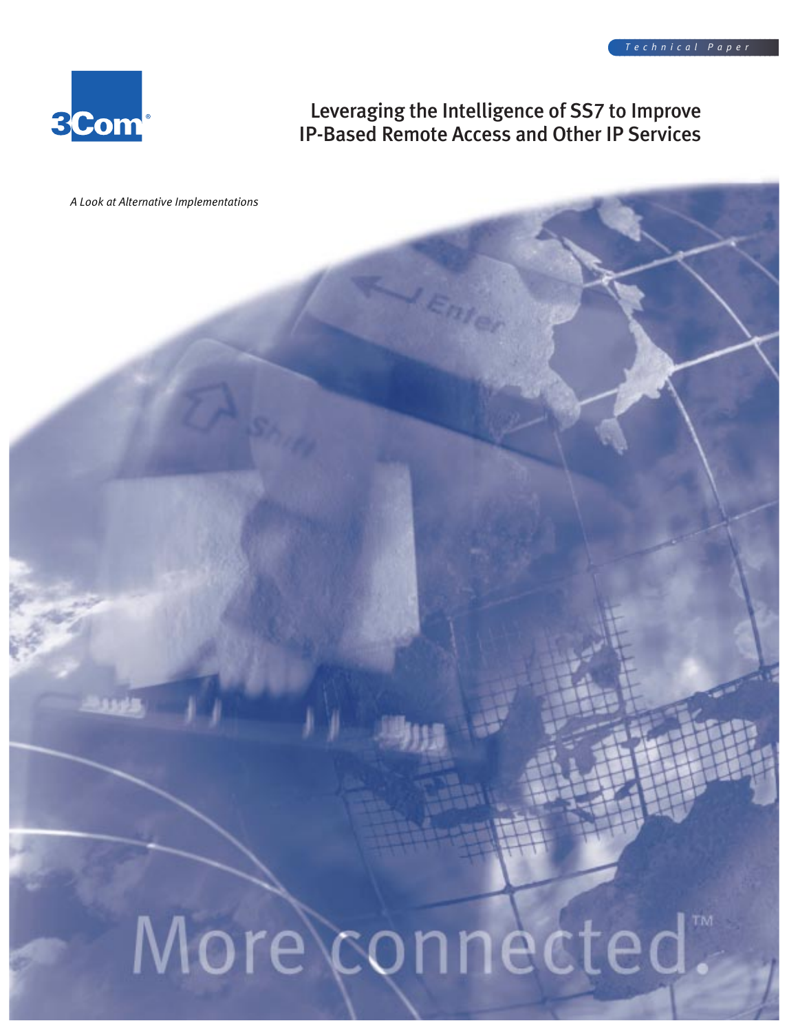*Technical Paper*

# Leveraging the Intelligence of SS7 to Improve IP-Based Remote Access and Other IP Services

*A Look at Alternative Implementations*

More connected.™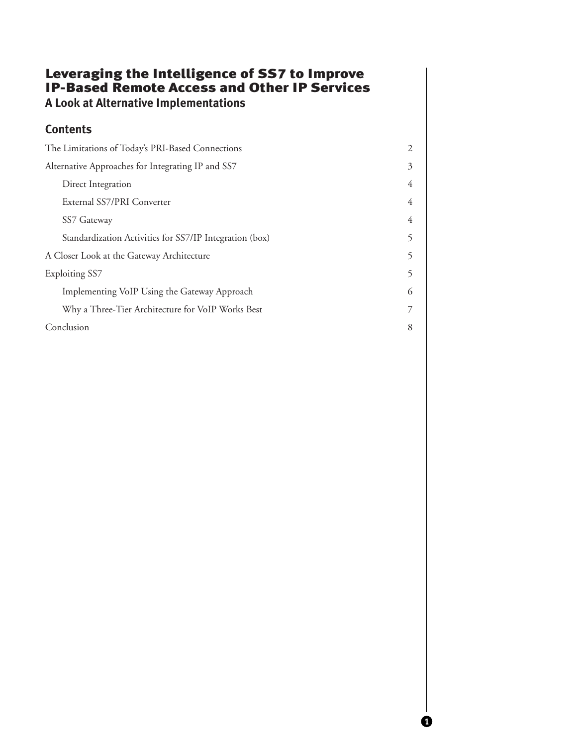# Leveraging the Intelligence of SS7 to Improve IP-Based Remote Access and Other IP Services

## A Look at Alternative Implementations

### Contents

| | |
|---|---|
| The Limitations of Today's PRI-Based Connections | 2 |
| Alternative Approaches for Integrating IP and SS7 | 3 |
| Direct Integration | 4 |
| External SS7/PRI Converter | 4 |
| SS7 Gateway | 4 |
| Standardization Activities for SS7/IP Integration (box) | 5 |
| A Closer Look at the Gateway Architecture | 5 |
| Exploiting SS7 | 5 |
| Implementing VoIP Using the Gateway Approach | 6 |
| Why a Three-Tier Architecture for VoIP Works Best | 7 |
| Conclusion | 8 |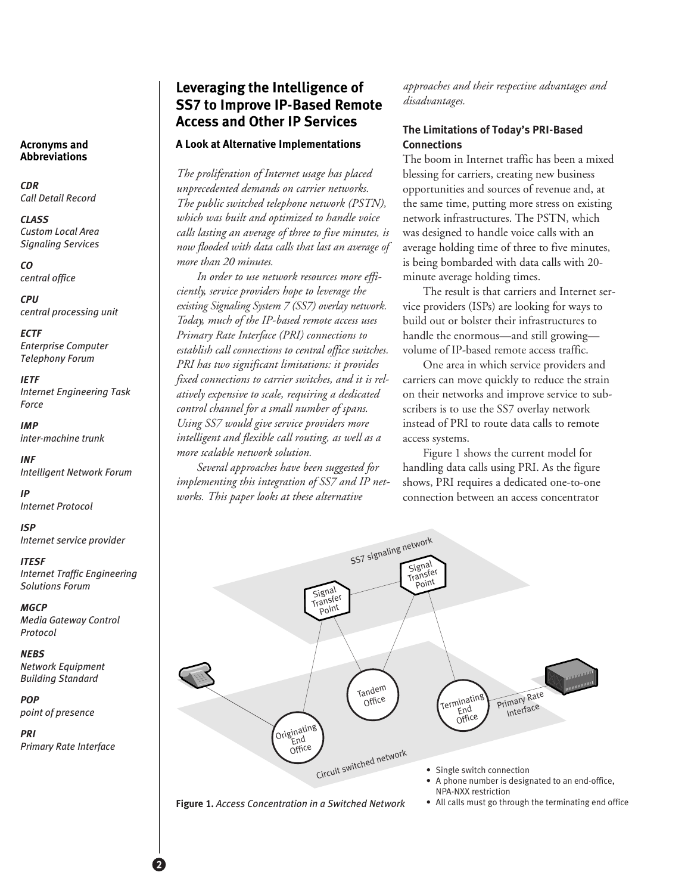# Leveraging the Intelligence of SS7 to Improve IP-Based Remote Access and Other IP Services

## A Look at Alternative Implementations

*The proliferation of Internet usage has placed unprecedented demands on carrier networks. The public switched telephone network (PSTN), which was built and optimized to handle voice calls lasting an average of three to five minutes, is now flooded with data calls that last an average of more than 20 minutes.*

*In order to use network resources more efficiently, service providers hope to leverage the existing Signaling System 7 (SS7) overlay network. Today, much of the IP-based remote access uses Primary Rate Interface (PRI) connections to establish call connections to central office switches. PRI has two significant limitations: it provides fixed connections to carrier switches, and it is relatively expensive to scale, requiring a dedicated control channel for a small number of spans. Using SS7 would give service providers more intelligent and flexible call routing, as well as a more scalable network solution.*

*Several approaches have been suggested for implementing this integration of SS7 and IP networks. This paper looks at these alternative approaches and their respective advantages and disadvantages.*

### The Limitations of Today's PRI-Based Connections

The boom in Internet traffic has been a mixed blessing for carriers, creating new business opportunities and sources of revenue and, at the same time, putting more stress on existing network infrastructures. The PSTN, which was designed to handle voice calls with an average holding time of three to five minutes, is being bombarded with data calls with 20-minute average holding times.

The result is that carriers and Internet service providers (ISPs) are looking for ways to build out or bolster their infrastructures to handle the enormous—and still growing—volume of IP-based remote access traffic.

One area in which service providers and carriers can move quickly to reduce the strain on their networks and improve service to subscribers is to use the SS7 overlay network instead of PRI to route data calls to remote access systems.

Figure 1 shows the current model for handling data calls using PRI. As the figure shows, PRI requires a dedicated one-to-one connection between an access concentrator

- Single switch connection
- A phone number is designated to an end-office, NPA-NXX restriction
- All calls must go through the terminating end office

**Figure 1.** *Access Concentration in a Switched Network*

**Acronyms and Abbreviations**

***CDR***
*Call Detail Record*

***CLASS***
*Custom Local Area Signaling Services*

***CO***
*central office*

***CPU***
*central processing unit*

***ECTF***
*Enterprise Computer Telephony Forum*

***IETF***
*Internet Engineering Task Force*

***IMP***
*inter-machine trunk*

***INF***
*Intelligent Network Forum*

***IP***
*Internet Protocol*

***ISP***
*Internet service provider*

***ITESF***
*Internet Traffic Engineering Solutions Forum*

***MGCP***
*Media Gateway Control Protocol*

***NEBS***
*Network Equipment Building Standard*

***POP***
*point of presence*

***PRI***
*Primary Rate Interface*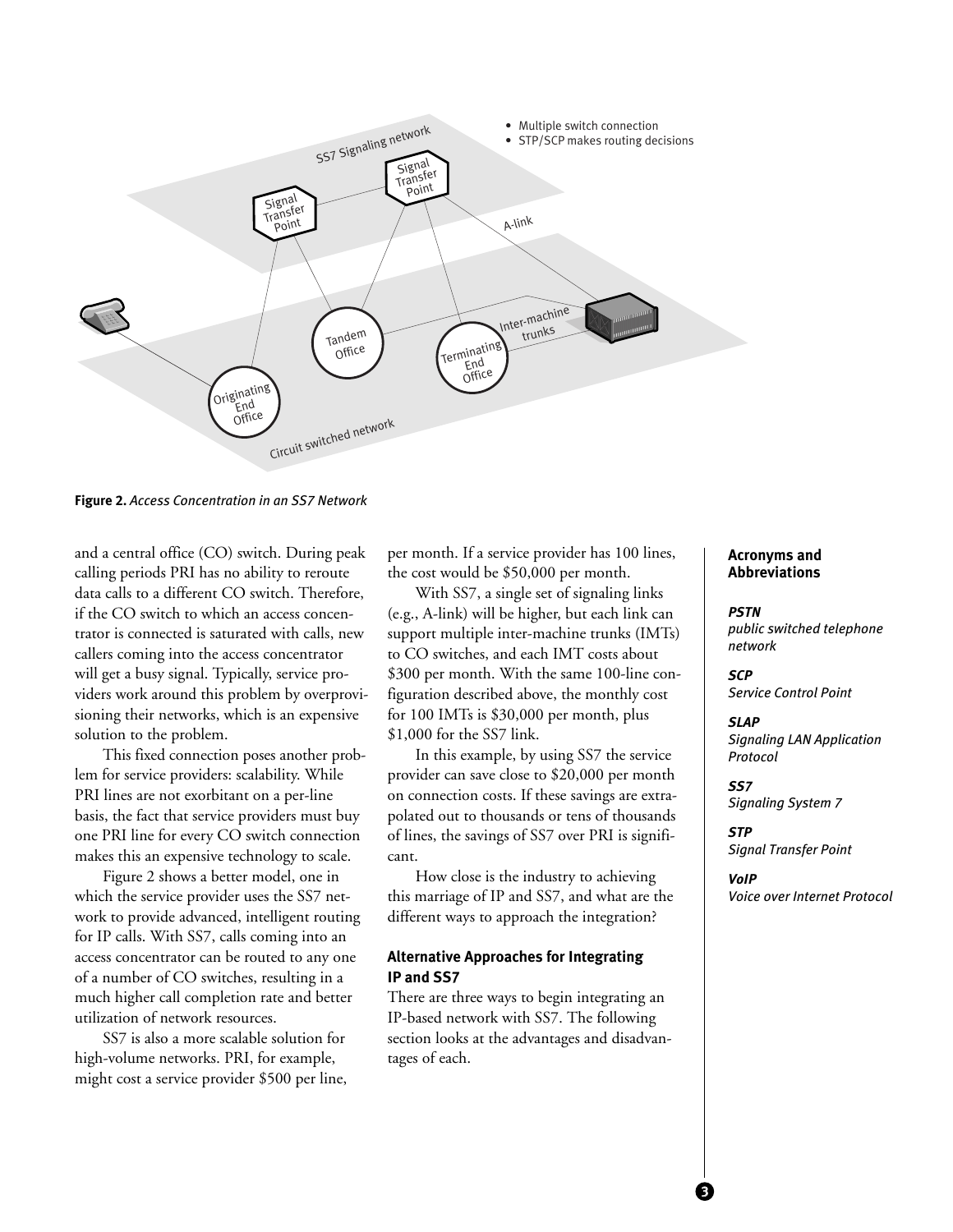**Figure 2.** *Access Concentration in an SS7 Network*

and a central office (CO) switch. During peak calling periods PRI has no ability to reroute data calls to a different CO switch. Therefore, if the CO switch to which an access concentrator is connected is saturated with calls, new callers coming into the access concentrator will get a busy signal. Typically, service providers work around this problem by overprovisioning their networks, which is an expensive solution to the problem.

This fixed connection poses another problem for service providers: scalability. While PRI lines are not exorbitant on a per-line basis, the fact that service providers must buy one PRI line for every CO switch connection makes this an expensive technology to scale.

Figure 2 shows a better model, one in which the service provider uses the SS7 network to provide advanced, intelligent routing for IP calls. With SS7, calls coming into an access concentrator can be routed to any one of a number of CO switches, resulting in a much higher call completion rate and better utilization of network resources.

SS7 is also a more scalable solution for high-volume networks. PRI, for example, might cost a service provider $500 per line, per month. If a service provider has 100 lines, the cost would be $50,000 per month.

With SS7, a single set of signaling links (e.g., A-link) will be higher, but each link can support multiple inter-machine trunks (IMTs) to CO switches, and each IMT costs about $300 per month. With the same 100-line configuration described above, the monthly cost for 100 IMTs is $30,000 per month, plus $1,000 for the SS7 link.

In this example, by using SS7 the service provider can save close to $20,000 per month on connection costs. If these savings are extrapolated out to thousands or tens of thousands of lines, the savings of SS7 over PRI is significant.

How close is the industry to achieving this marriage of IP and SS7, and what are the different ways to approach the integration?

### Alternative Approaches for Integrating IP and SS7

There are three ways to begin integrating an IP-based network with SS7. The following section looks at the advantages and disadvantages of each.

#### Acronyms and Abbreviations

***PSTN***
*public switched telephone network*

***SCP***
*Service Control Point*

***SLAP***
*Signaling LAN Application Protocol*

***SS7***
*Signaling System 7*

***STP***
*Signal Transfer Point*

***VoIP***
*Voice over Internet Protocol*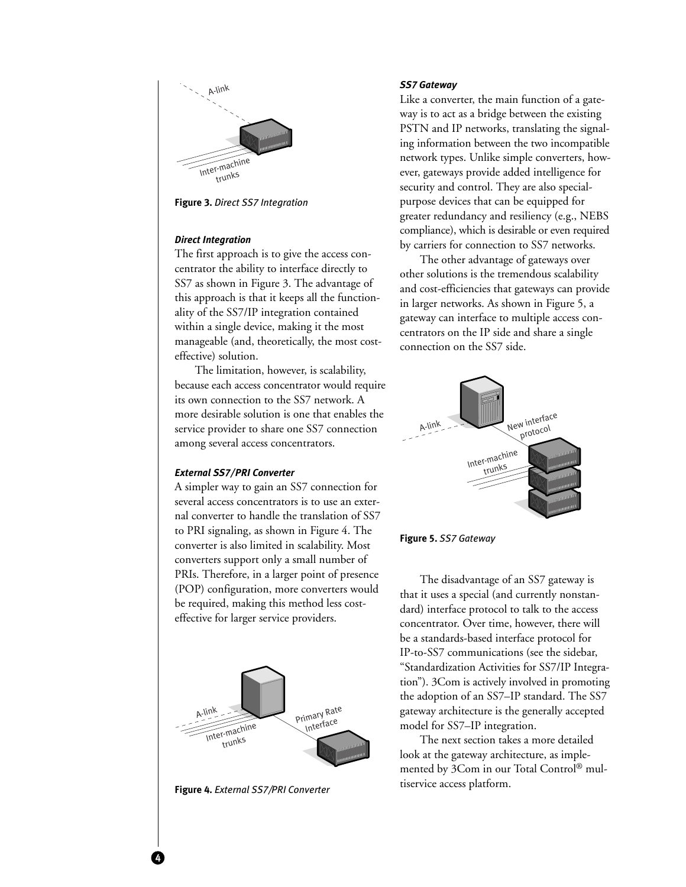Figure 3. *Direct SS7 Integration*

### *Direct Integration*

The first approach is to give the access concentrator the ability to interface directly to SS7 as shown in Figure 3. The advantage of this approach is that it keeps all the functionality of the SS7/IP integration contained within a single device, making it the most manageable (and, theoretically, the most cost-effective) solution.

The limitation, however, is scalability, because each access concentrator would require its own connection to the SS7 network. A more desirable solution is one that enables the service provider to share one SS7 connection among several access concentrators.

### *External SS7/PRI Converter*

A simpler way to gain an SS7 connection for several access concentrators is to use an external converter to handle the translation of SS7 to PRI signaling, as shown in Figure 4. The converter is also limited in scalability. Most converters support only a small number of PRIs. Therefore, in a larger point of presence (POP) configuration, more converters would be required, making this method less cost-effective for larger service providers.

Figure 4. *External SS7/PRI Converter*

### *SS7 Gateway*

Like a converter, the main function of a gateway is to act as a bridge between the existing PSTN and IP networks, translating the signaling information between the two incompatible network types. Unlike simple converters, however, gateways provide added intelligence for security and control. They are also special-purpose devices that can be equipped for greater redundancy and resiliency (e.g., NEBS compliance), which is desirable or even required by carriers for connection to SS7 networks.

The other advantage of gateways over other solutions is the tremendous scalability and cost-efficiencies that gateways can provide in larger networks. As shown in Figure 5, a gateway can interface to multiple access concentrators on the IP side and share a single connection on the SS7 side.

Figure 5. *SS7 Gateway*

The disadvantage of an SS7 gateway is that it uses a special (and currently nonstandard) interface protocol to talk to the access concentrator. Over time, however, there will be a standards-based interface protocol for IP-to-SS7 communications (see the sidebar, "Standardization Activities for SS7/IP Integration"). 3Com is actively involved in promoting the adoption of an SS7–IP standard. The SS7 gateway architecture is the generally accepted model for SS7–IP integration.

The next section takes a more detailed look at the gateway architecture, as implemented by 3Com in our Total Control® multiservice access platform.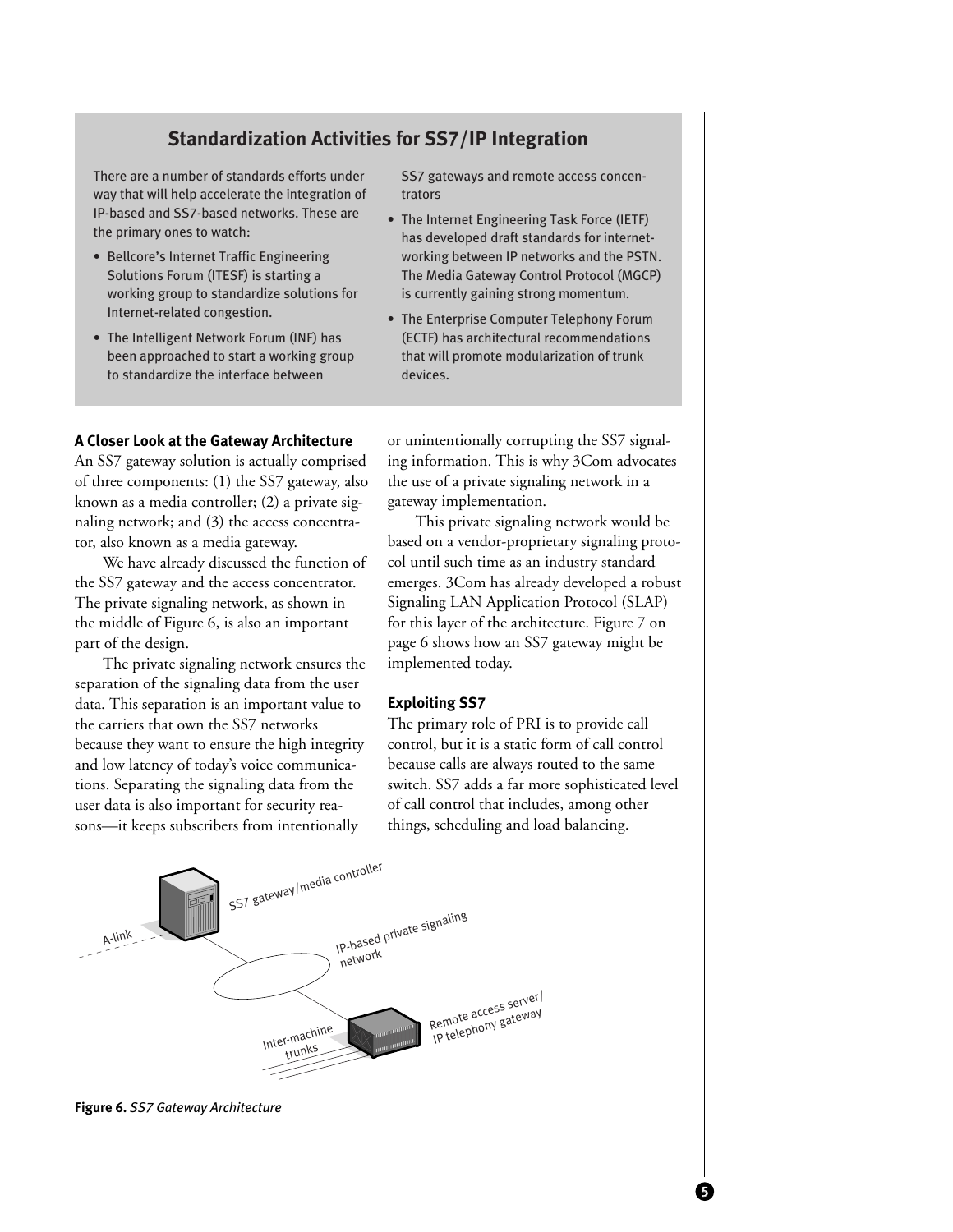## Standardization Activities for SS7/IP Integration

There are a number of standards efforts under way that will help accelerate the integration of IP-based and SS7-based networks. These are the primary ones to watch:

- Bellcore's Internet Traffic Engineering Solutions Forum (ITESF) is starting a working group to standardize solutions for Internet-related congestion.
- The Intelligent Network Forum (INF) has been approached to start a working group to standardize the interface between SS7 gateways and remote access concentrators
- The Internet Engineering Task Force (IETF) has developed draft standards for internetworking between IP networks and the PSTN. The Media Gateway Control Protocol (MGCP) is currently gaining strong momentum.
- The Enterprise Computer Telephony Forum (ECTF) has architectural recommendations that will promote modularization of trunk devices.

### A Closer Look at the Gateway Architecture

An SS7 gateway solution is actually comprised of three components: (1) the SS7 gateway, also known as a media controller; (2) a private signaling network; and (3) the access concentrator, also known as a media gateway.

We have already discussed the function of the SS7 gateway and the access concentrator. The private signaling network, as shown in the middle of Figure 6, is also an important part of the design.

The private signaling network ensures the separation of the signaling data from the user data. This separation is an important value to the carriers that own the SS7 networks because they want to ensure the high integrity and low latency of today's voice communications. Separating the signaling data from the user data is also important for security reasons—it keeps subscribers from intentionally or unintentionally corrupting the SS7 signaling information. This is why 3Com advocates the use of a private signaling network in a gateway implementation.

This private signaling network would be based on a vendor-proprietary signaling protocol until such time as an industry standard emerges. 3Com has already developed a robust Signaling LAN Application Protocol (SLAP) for this layer of the architecture. Figure 7 on page 6 shows how an SS7 gateway might be implemented today.

### Exploiting SS7

The primary role of PRI is to provide call control, but it is a static form of call control because calls are always routed to the same switch. SS7 adds a far more sophisticated level of call control that includes, among other things, scheduling and load balancing.

SS7 gateway/media controller

A-link

IP-based private signaling network

Inter-machine trunks

Remote access server/ IP telephony gateway

**Figure 6.** *SS7 Gateway Architecture*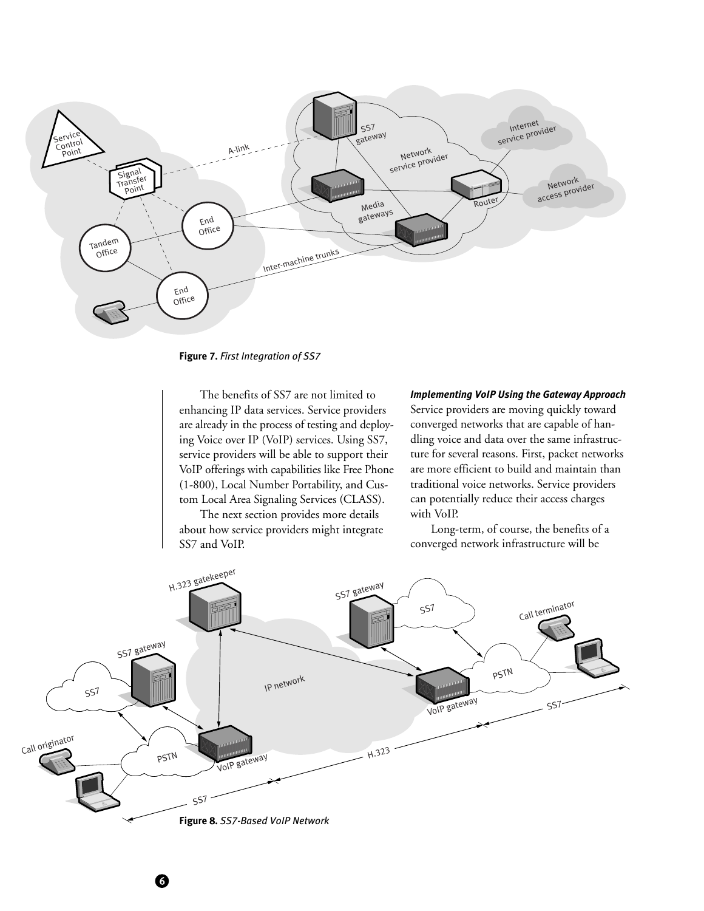**Figure 7.** *First Integration of SS7*

The benefits of SS7 are not limited to enhancing IP data services. Service providers are already in the process of testing and deploying Voice over IP (VoIP) services. Using SS7, service providers will be able to support their VoIP offerings with capabilities like Free Phone (1-800), Local Number Portability, and Custom Local Area Signaling Services (CLASS).

The next section provides more details about how service providers might integrate SS7 and VoIP.

***Implementing VoIP Using the Gateway Approach***

Service providers are moving quickly toward converged networks that are capable of handling voice and data over the same infrastructure for several reasons. First, packet networks are more efficient to build and maintain than traditional voice networks. Service providers can potentially reduce their access charges with VoIP.

Long-term, of course, the benefits of a converged network infrastructure will be

**Figure 8.** *SS7-Based VoIP Network*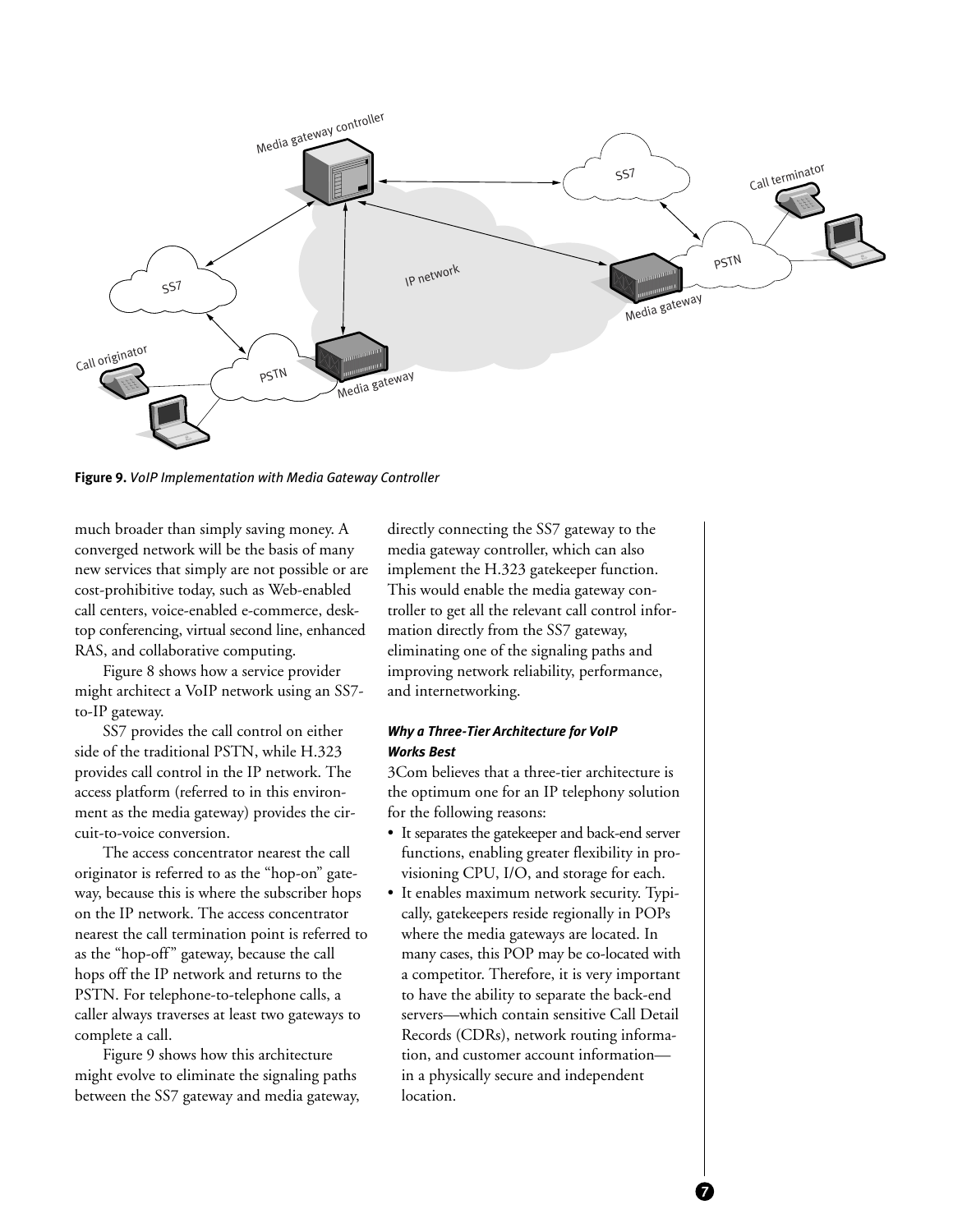**Figure 9.** *VoIP Implementation with Media Gateway Controller*

much broader than simply saving money. A converged network will be the basis of many new services that simply are not possible or are cost-prohibitive today, such as Web-enabled call centers, voice-enabled e-commerce, desktop conferencing, virtual second line, enhanced RAS, and collaborative computing.

Figure 8 shows how a service provider might architect a VoIP network using an SS7-to-IP gateway.

SS7 provides the call control on either side of the traditional PSTN, while H.323 provides call control in the IP network. The access platform (referred to in this environment as the media gateway) provides the circuit-to-voice conversion.

The access concentrator nearest the call originator is referred to as the "hop-on" gateway, because this is where the subscriber hops on the IP network. The access concentrator nearest the call termination point is referred to as the "hop-off" gateway, because the call hops off the IP network and returns to the PSTN. For telephone-to-telephone calls, a caller always traverses at least two gateways to complete a call.

Figure 9 shows how this architecture might evolve to eliminate the signaling paths between the SS7 gateway and media gateway, directly connecting the SS7 gateway to the media gateway controller, which can also implement the H.323 gatekeeper function. This would enable the media gateway controller to get all the relevant call control information directly from the SS7 gateway, eliminating one of the signaling paths and improving network reliability, performance, and internetworking.

### *Why a Three-Tier Architecture for VoIP Works Best*

3Com believes that a three-tier architecture is the optimum one for an IP telephony solution for the following reasons:

- It separates the gatekeeper and back-end server functions, enabling greater flexibility in provisioning CPU, I/O, and storage for each.
- It enables maximum network security. Typically, gatekeepers reside regionally in POPs where the media gateways are located. In many cases, this POP may be co-located with a competitor. Therefore, it is very important to have the ability to separate the back-end servers—which contain sensitive Call Detail Records (CDRs), network routing information, and customer account information—in a physically secure and independent location.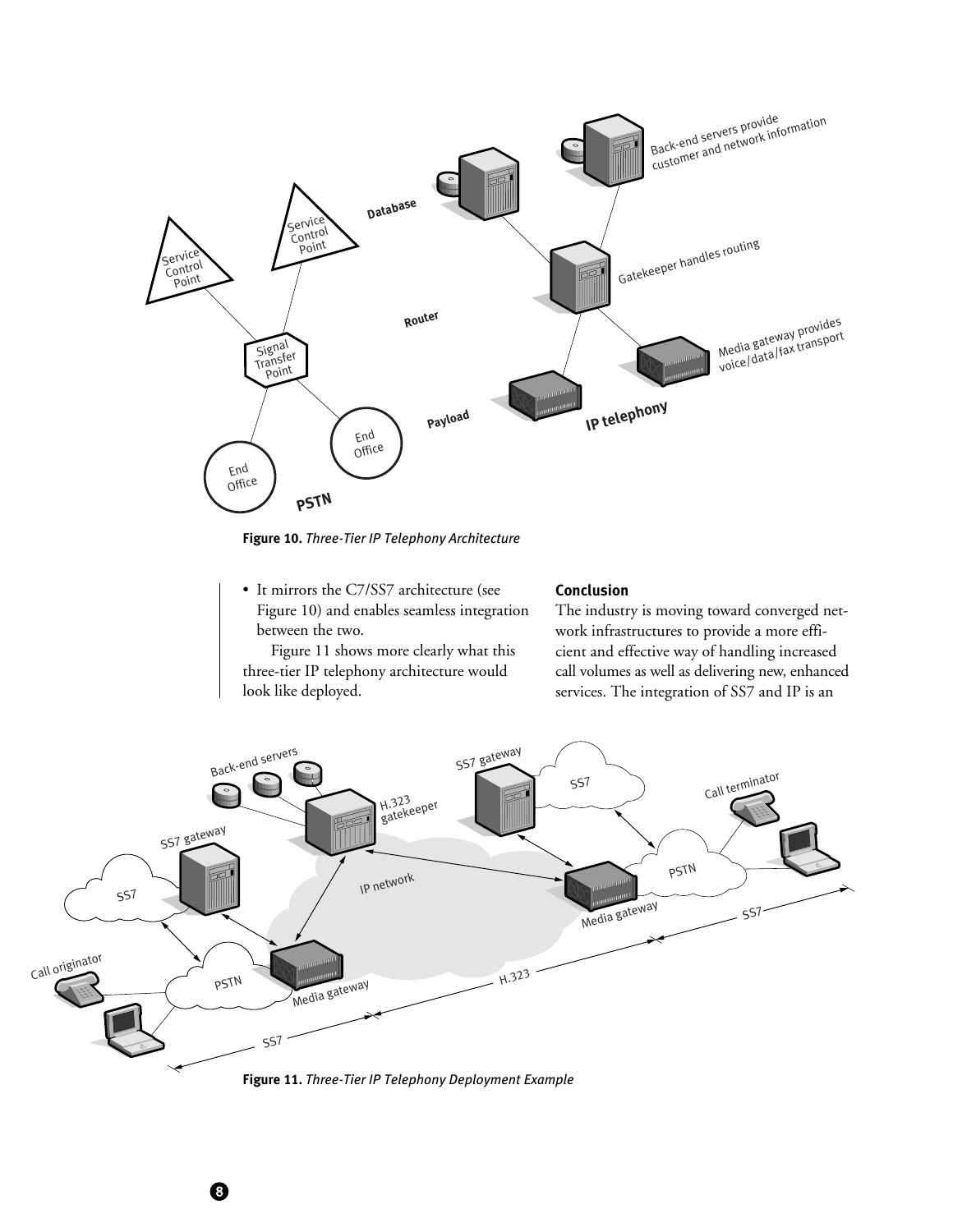Figure 10. *Three-Tier IP Telephony Architecture*

- It mirrors the C7/SS7 architecture (see Figure 10) and enables seamless integration between the two.

Figure 11 shows more clearly what this three-tier IP telephony architecture would look like deployed.

### Conclusion

The industry is moving toward converged network infrastructures to provide a more efficient and effective way of handling increased call volumes as well as delivering new, enhanced services. The integration of SS7 and IP is an

Figure 11. *Three-Tier IP Telephony Deployment Example*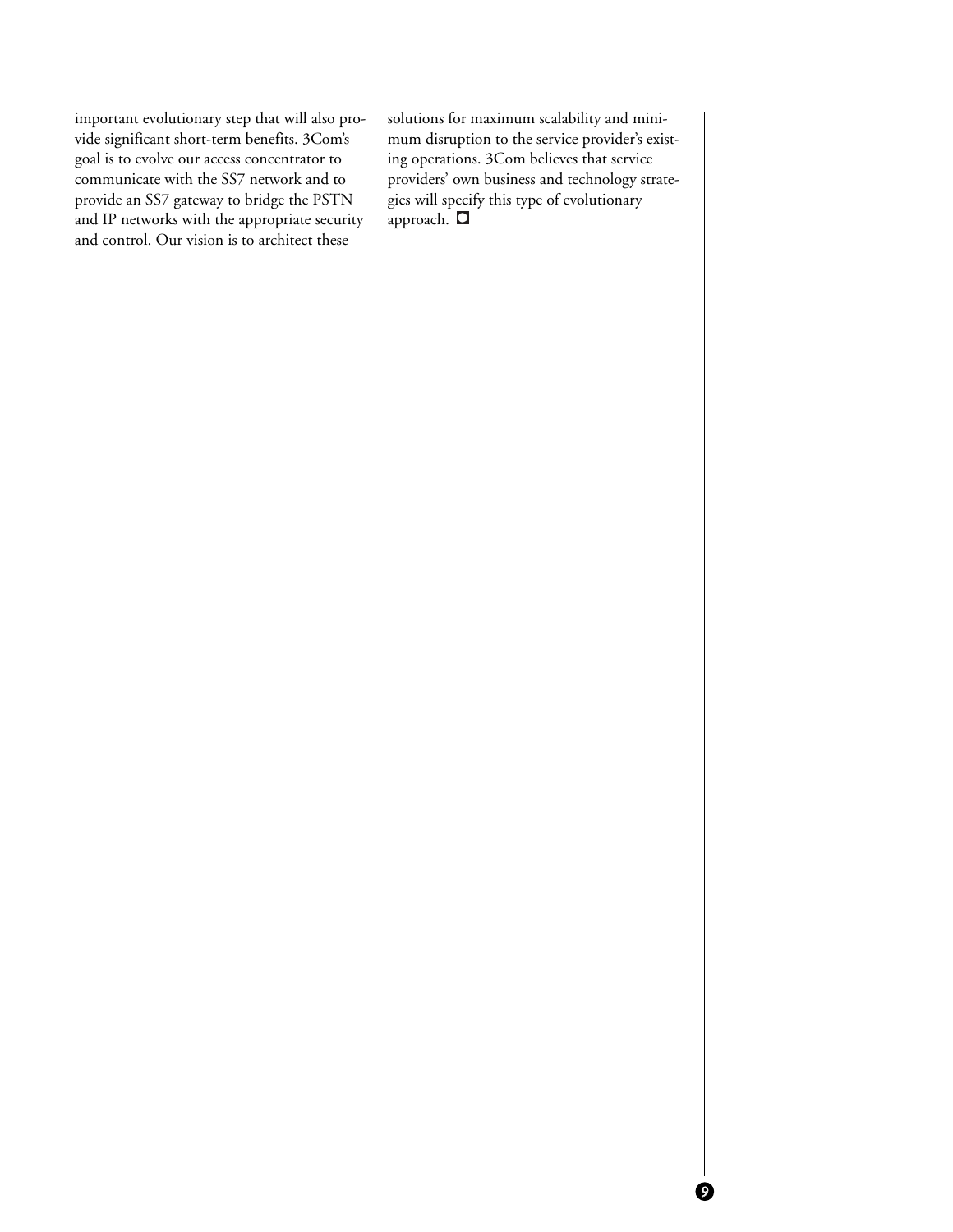important evolutionary step that will also provide significant short-term benefits. 3Com's goal is to evolve our access concentrator to communicate with the SS7 network and to provide an SS7 gateway to bridge the PSTN and IP networks with the appropriate security and control. Our vision is to architect these solutions for maximum scalability and minimum disruption to the service provider's existing operations. 3Com believes that service providers' own business and technology strategies will specify this type of evolutionary approach. ◘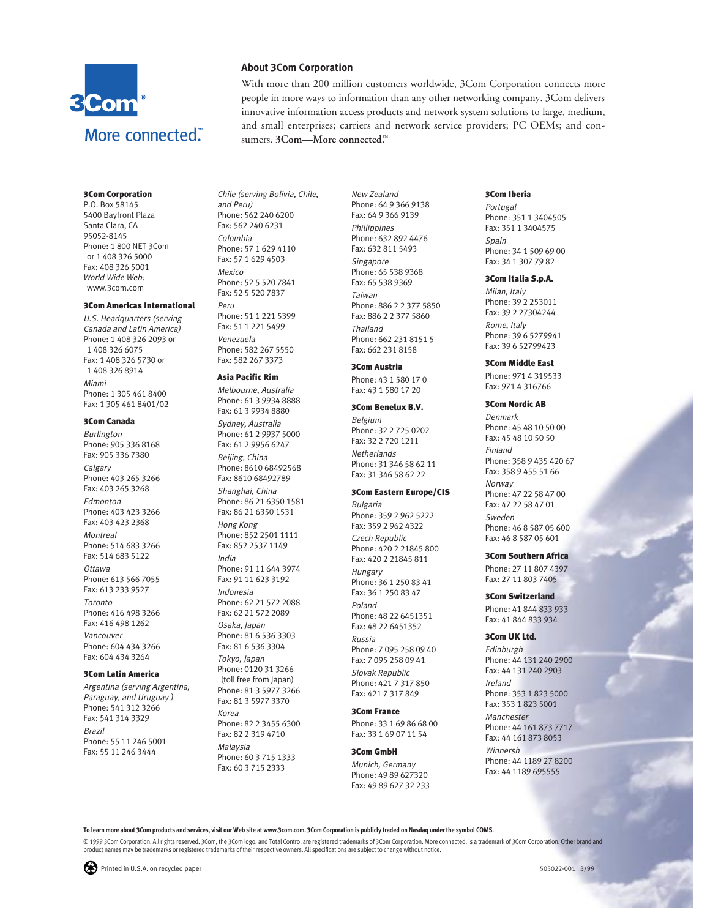3Com®

More connected.™

## About 3Com Corporation

With more than 200 million customers worldwide, 3Com Corporation connects more people in more ways to information than any other networking company. 3Com delivers innovative information access products and network system solutions to large, medium, and small enterprises; carriers and network service providers; PC OEMs; and consumers. **3Com—More connected.™**

**3Com Corporation**
P.O. Box 58145
5400 Bayfront Plaza
Santa Clara, CA
95052-8145
Phone: 1 800 NET 3Com
or 1 408 326 5000
Fax: 408 326 5001
*World Wide Web:*
www.3com.com

**3Com Americas International**

*U.S. Headquarters (serving Canada and Latin America)*
Phone: 1 408 326 2093 or
1 408 326 6075
Fax: 1 408 326 5730 or
1 408 326 8914

*Miami*
Phone: 1 305 461 8400
Fax: 1 305 461 8401/02

**3Com Canada**

*Burlington*
Phone: 905 336 8168
Fax: 905 336 7380

*Calgary*
Phone: 403 265 3266
Fax: 403 265 3268

*Edmonton*
Phone: 403 423 3266
Fax: 403 423 2368

*Montreal*
Phone: 514 683 3266
Fax: 514 683 5122

*Ottawa*
Phone: 613 566 7055
Fax: 613 233 9527

*Toronto*
Phone: 416 498 3266
Fax: 416 498 1262

*Vancouver*
Phone: 604 434 3266
Fax: 604 434 3264

**3Com Latin America**

*Argentina (serving Argentina, Paraguay, and Uruguay )*
Phone: 541 312 3266
Fax: 541 314 3329

*Brazil*
Phone: 55 11 246 5001
Fax: 55 11 246 3444

*Chile (serving Bolivia, Chile, and Peru)*
Phone: 562 240 6200
Fax: 562 240 6231

*Colombia*
Phone: 57 1 629 4110
Fax: 57 1 629 4503

*Mexico*
Phone: 52 5 520 7841
Fax: 52 5 520 7837

*Peru*
Phone: 51 1 221 5399
Fax: 51 1 221 5499

*Venezuela*
Phone: 582 267 5550
Fax: 582 267 3373

**Asia Pacific Rim**

*Melbourne, Australia*
Phone: 61 3 9934 8888
Fax: 61 3 9934 8880

*Sydney, Australia*
Phone: 61 2 9937 5000
Fax: 61 2 9956 6247

*Beijing, China*
Phone: 8610 68492568
Fax: 8610 68492789

*Shanghai, China*
Phone: 86 21 6350 1581
Fax: 86 21 6350 1531

*Hong Kong*
Phone: 852 2501 1111
Fax: 852 2537 1149

*India*
Phone: 91 11 644 3974
Fax: 91 11 623 3192

*Indonesia*
Phone: 62 21 572 2088
Fax: 62 21 572 2089

*Osaka, Japan*
Phone: 81 6 536 3303
Fax: 81 6 536 3304

*Tokyo, Japan*
Phone: 0120 31 3266
(toll free from Japan)
Phone: 81 3 5977 3266
Fax: 81 3 5977 3370

*Korea*
Phone: 82 2 3455 6300
Fax: 82 2 319 4710

*Malaysia*
Phone: 60 3 715 1333
Fax: 60 3 715 2333

*New Zealand*
Phone: 64 9 366 9138
Fax: 64 9 366 9139

*Phillippines*
Phone: 632 892 4476
Fax: 632 811 5493

*Singapore*
Phone: 65 538 9368
Fax: 65 538 9369

*Taiwan*
Phone: 886 2 2 377 5850
Fax: 886 2 2 377 5860

*Thailand*
Phone: 662 231 8151 5
Fax: 662 231 8158

**3Com Austria**

Phone: 43 1 580 17 0
Fax: 43 1 580 17 20

**3Com Benelux B.V.**

*Belgium*
Phone: 32 2 725 0202
Fax: 32 2 720 1211

*Netherlands*
Phone: 31 346 58 62 11
Fax: 31 346 58 62 22

**3Com Eastern Europe/CIS**

*Bulgaria*
Phone: 359 2 962 5222
Fax: 359 2 962 4322

*Czech Republic*
Phone: 420 2 21845 800
Fax: 420 2 21845 811

*Hungary*
Phone: 36 1 250 83 41
Fax: 36 1 250 83 47

*Poland*
Phone: 48 22 6451351
Fax: 48 22 6451352

*Russia*
Phone: 7 095 258 09 40
Fax: 7 095 258 09 41

*Slovak Republic*
Phone: 421 7 317 850
Fax: 421 7 317 849

**3Com France**

Phone: 33 1 69 86 68 00
Fax: 33 1 69 07 11 54

**3Com GmbH**

*Munich, Germany*
Phone: 49 89 627320
Fax: 49 89 627 32 233

**3Com Iberia**

*Portugal*
Phone: 351 1 3404505
Fax: 351 1 3404575

*Spain*
Phone: 34 1 509 69 00
Fax: 34 1 307 79 82

**3Com Italia S.p.A.**

*Milan, Italy*
Phone: 39 2 253011
Fax: 39 2 27304244

*Rome, Italy*
Phone: 39 6 5279941
Fax: 39 6 52799423

**3Com Middle East**

Phone: 971 4 319533
Fax: 971 4 316766

**3Com Nordic AB**

*Denmark*
Phone: 45 48 10 50 00
Fax: 45 48 10 50 50

*Finland*
Phone: 358 9 435 420 67
Fax: 358 9 455 51 66

*Norway*
Phone: 47 22 58 47 00
Fax: 47 22 58 47 01

*Sweden*
Phone: 46 8 587 05 600
Fax: 46 8 587 05 601

**3Com Southern Africa**

Phone: 27 11 807 4397
Fax: 27 11 803 7405

**3Com Switzerland**

Phone: 41 844 833 933
Fax: 41 844 833 934

**3Com UK Ltd.**

*Edinburgh*
Phone: 44 131 240 2900
Fax: 44 131 240 2903

*Ireland*
Phone: 353 1 823 5000
Fax: 353 1 823 5001

*Manchester*
Phone: 44 161 873 7717
Fax: 44 161 873 8053

*Winnersh*
Phone: 44 1189 27 8200
Fax: 44 1189 695555

**To learn more about 3Com products and services, visit our Web site at www.3com.com. 3Com Corporation is publicly traded on Nasdaq under the symbol COMS.**

© 1999 3Com Corporation. All rights reserved. 3Com, the 3Com logo, and Total Control are registered trademarks of 3Com Corporation. More connected. is a trademark of 3Com Corporation. Other brand and product names may be trademarks or registered trademarks of their respective owners. All specifications are subject to change without notice.

Printed in U.S.A. on recycled paper

503022-001 3/99